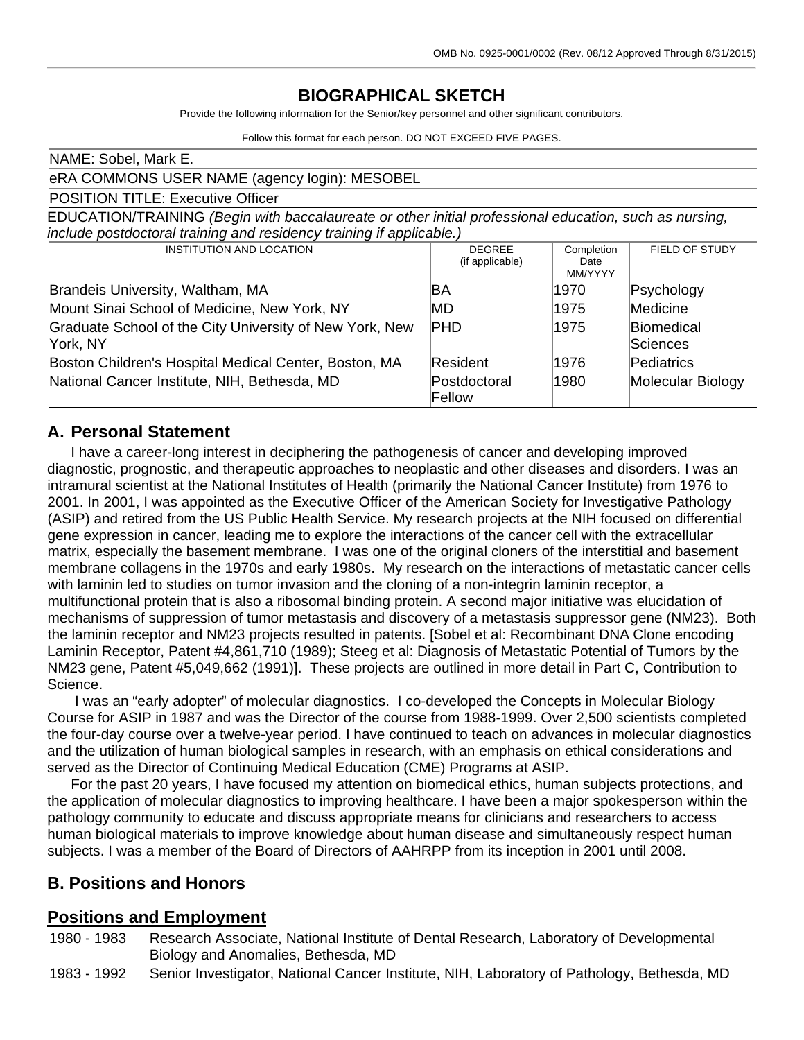OMB No. 0925-0001/0002 (Rev. 08/12 Approved Through 8/31/2015)

# BIOGRAPHICAL SKETCH

Provide the following information for the Senior/key personnel and other significant contributors.

Follow this format for each person. DO NOT EXCEED FIVE PAGES.

NAME: Sobel, Mark E.

eRA COMMONS USER NAME (agency login): MESOBEL

POSITION TITLE: Executive Officer

EDUCATION/TRAINING *(Begin with baccalaureate or other initial professional education, such as nursing, include postdoctoral training and residency training if applicable.)*

| INSTITUTION AND LOCATION | DEGREE (if applicable) | Completion Date MM/YYYY | FIELD OF STUDY |
|---|---|---|---|
| Brandeis University, Waltham, MA | BA | 1970 | Psychology |
| Mount Sinai School of Medicine, New York, NY | MD | 1975 | Medicine |
| Graduate School of the City University of New York, New York, NY | PHD | 1975 | Biomedical Sciences |
| Boston Children's Hospital Medical Center, Boston, MA | Resident | 1976 | Pediatrics |
| National Cancer Institute, NIH, Bethesda, MD | Postdoctoral Fellow | 1980 | Molecular Biology |

## A. Personal Statement

I have a career-long interest in deciphering the pathogenesis of cancer and developing improved diagnostic, prognostic, and therapeutic approaches to neoplastic and other diseases and disorders. I was an intramural scientist at the National Institutes of Health (primarily the National Cancer Institute) from 1976 to 2001. In 2001, I was appointed as the Executive Officer of the American Society for Investigative Pathology (ASIP) and retired from the US Public Health Service. My research projects at the NIH focused on differential gene expression in cancer, leading me to explore the interactions of the cancer cell with the extracellular matrix, especially the basement membrane. I was one of the original cloners of the interstitial and basement membrane collagens in the 1970s and early 1980s. My research on the interactions of metastatic cancer cells with laminin led to studies on tumor invasion and the cloning of a non-integrin laminin receptor, a multifunctional protein that is also a ribosomal binding protein. A second major initiative was elucidation of mechanisms of suppression of tumor metastasis and discovery of a metastasis suppressor gene (NM23). Both the laminin receptor and NM23 projects resulted in patents. [Sobel et al: Recombinant DNA Clone encoding Laminin Receptor, Patent #4,861,710 (1989); Steeg et al: Diagnosis of Metastatic Potential of Tumors by the NM23 gene, Patent #5,049,662 (1991)]. These projects are outlined in more detail in Part C, Contribution to Science.

I was an "early adopter" of molecular diagnostics. I co-developed the Concepts in Molecular Biology Course for ASIP in 1987 and was the Director of the course from 1988-1999. Over 2,500 scientists completed the four-day course over a twelve-year period. I have continued to teach on advances in molecular diagnostics and the utilization of human biological samples in research, with an emphasis on ethical considerations and served as the Director of Continuing Medical Education (CME) Programs at ASIP.

For the past 20 years, I have focused my attention on biomedical ethics, human subjects protections, and the application of molecular diagnostics to improving healthcare. I have been a major spokesperson within the pathology community to educate and discuss appropriate means for clinicians and researchers to access human biological materials to improve knowledge about human disease and simultaneously respect human subjects. I was a member of the Board of Directors of AAHRPP from its inception in 2001 until 2008.

## B. Positions and Honors

### Positions and Employment

1980 - 1983 Research Associate, National Institute of Dental Research, Laboratory of Developmental Biology and Anomalies, Bethesda, MD

1983 - 1992 Senior Investigator, National Cancer Institute, NIH, Laboratory of Pathology, Bethesda, MD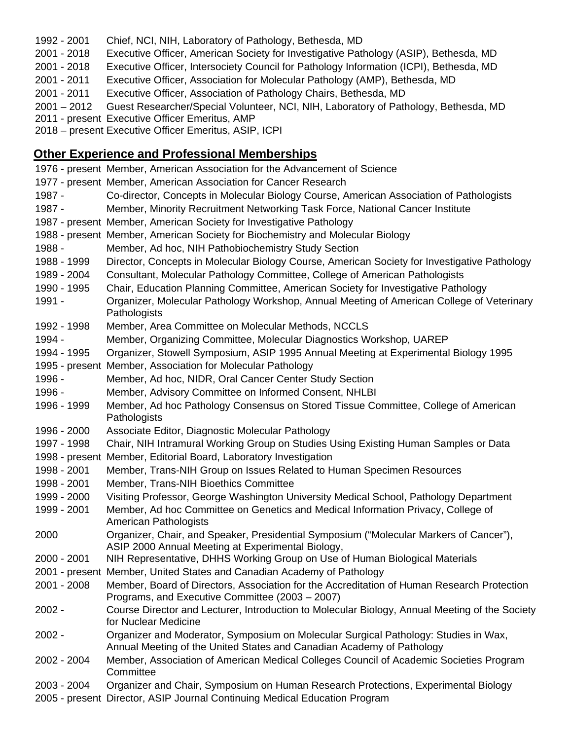1992 - 2001 Chief, NCI, NIH, Laboratory of Pathology, Bethesda, MD
2001 - 2018 Executive Officer, American Society for Investigative Pathology (ASIP), Bethesda, MD
2001 - 2018 Executive Officer, Intersociety Council for Pathology Information (ICPI), Bethesda, MD
2001 - 2011 Executive Officer, Association for Molecular Pathology (AMP), Bethesda, MD
2001 - 2011 Executive Officer, Association of Pathology Chairs, Bethesda, MD
2001 – 2012 Guest Researcher/Special Volunteer, NCI, NIH, Laboratory of Pathology, Bethesda, MD
2011 - present Executive Officer Emeritus, AMP
2018 – present Executive Officer Emeritus, ASIP, ICPI

## Other Experience and Professional Memberships

1976 - present Member, American Association for the Advancement of Science
1977 - present Member, American Association for Cancer Research
1987 - Co-director, Concepts in Molecular Biology Course, American Association of Pathologists
1987 - Member, Minority Recruitment Networking Task Force, National Cancer Institute
1987 - present Member, American Society for Investigative Pathology
1988 - present Member, American Society for Biochemistry and Molecular Biology
1988 - Member, Ad hoc, NIH Pathobiochemistry Study Section
1988 - 1999 Director, Concepts in Molecular Biology Course, American Society for Investigative Pathology
1989 - 2004 Consultant, Molecular Pathology Committee, College of American Pathologists
1990 - 1995 Chair, Education Planning Committee, American Society for Investigative Pathology
1991 - Organizer, Molecular Pathology Workshop, Annual Meeting of American College of Veterinary Pathologists
1992 - 1998 Member, Area Committee on Molecular Methods, NCCLS
1994 - Member, Organizing Committee, Molecular Diagnostics Workshop, UAREP
1994 - 1995 Organizer, Stowell Symposium, ASIP 1995 Annual Meeting at Experimental Biology 1995
1995 - present Member, Association for Molecular Pathology
1996 - Member, Ad hoc, NIDR, Oral Cancer Center Study Section
1996 - Member, Advisory Committee on Informed Consent, NHLBI
1996 - 1999 Member, Ad hoc Pathology Consensus on Stored Tissue Committee, College of American Pathologists
1996 - 2000 Associate Editor, Diagnostic Molecular Pathology
1997 - 1998 Chair, NIH Intramural Working Group on Studies Using Existing Human Samples or Data
1998 - present Member, Editorial Board, Laboratory Investigation
1998 - 2001 Member, Trans-NIH Group on Issues Related to Human Specimen Resources
1998 - 2001 Member, Trans-NIH Bioethics Committee
1999 - 2000 Visiting Professor, George Washington University Medical School, Pathology Department
1999 - 2001 Member, Ad hoc Committee on Genetics and Medical Information Privacy, College of American Pathologists
2000 Organizer, Chair, and Speaker, Presidential Symposium ("Molecular Markers of Cancer"), ASIP 2000 Annual Meeting at Experimental Biology,
2000 - 2001 NIH Representative, DHHS Working Group on Use of Human Biological Materials
2001 - present Member, United States and Canadian Academy of Pathology
2001 - 2008 Member, Board of Directors, Association for the Accreditation of Human Research Protection Programs, and Executive Committee (2003 – 2007)
2002 - Course Director and Lecturer, Introduction to Molecular Biology, Annual Meeting of the Society for Nuclear Medicine
2002 - Organizer and Moderator, Symposium on Molecular Surgical Pathology: Studies in Wax, Annual Meeting of the United States and Canadian Academy of Pathology
2002 - 2004 Member, Association of American Medical Colleges Council of Academic Societies Program Committee
2003 - 2004 Organizer and Chair, Symposium on Human Research Protections, Experimental Biology
2005 - present Director, ASIP Journal Continuing Medical Education Program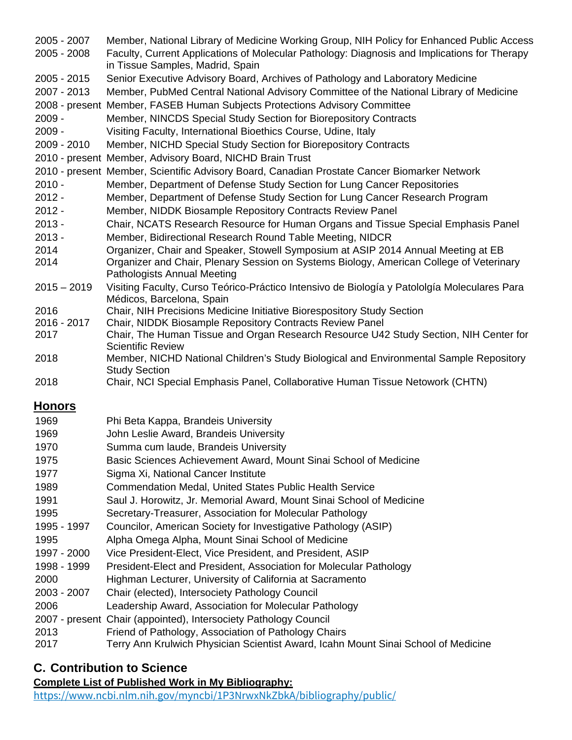| | |
|---|---|
| 2005 - 2007 | Member, National Library of Medicine Working Group, NIH Policy for Enhanced Public Access |
| 2005 - 2008 | Faculty, Current Applications of Molecular Pathology: Diagnosis and Implications for Therapy in Tissue Samples, Madrid, Spain |
| 2005 - 2015 | Senior Executive Advisory Board, Archives of Pathology and Laboratory Medicine |
| 2007 - 2013 | Member, PubMed Central National Advisory Committee of the National Library of Medicine |
| 2008 - present | Member, FASEB Human Subjects Protections Advisory Committee |
| 2009 - | Member, NINCDS Special Study Section for Biorepository Contracts |
| 2009 - | Visiting Faculty, International Bioethics Course, Udine, Italy |
| 2009 - 2010 | Member, NICHD Special Study Section for Biorepository Contracts |
| 2010 - present | Member, Advisory Board, NICHD Brain Trust |
| 2010 - present | Member, Scientific Advisory Board, Canadian Prostate Cancer Biomarker Network |
| 2010 - | Member, Department of Defense Study Section for Lung Cancer Repositories |
| 2012 - | Member, Department of Defense Study Section for Lung Cancer Research Program |
| 2012 - | Member, NIDDK Biosample Repository Contracts Review Panel |
| 2013 - | Chair, NCATS Research Resource for Human Organs and Tissue Special Emphasis Panel |
| 2013 - | Member, Bidirectional Research Round Table Meeting, NIDCR |
| 2014 | Organizer, Chair and Speaker, Stowell Symposium at ASIP 2014 Annual Meeting at EB |
| 2014 | Organizer and Chair, Plenary Session on Systems Biology, American College of Veterinary Pathologists Annual Meeting |
| 2015 – 2019 | Visiting Faculty, Curso Teórico-Práctico Intensivo de Biología y Patololgía Moleculares Para Médicos, Barcelona, Spain |
| 2016 | Chair, NIH Precisions Medicine Initiative Biorespository Study Section |
| 2016 - 2017 | Chair, NIDDK Biosample Repository Contracts Review Panel |
| 2017 | Chair, The Human Tissue and Organ Research Resource U42 Study Section, NIH Center for Scientific Review |
| 2018 | Member, NICHD National Children's Study Biological and Environmental Sample Repository Study Section |
| 2018 | Chair, NCI Special Emphasis Panel, Collaborative Human Tissue Netowork (CHTN) |

## Honors

| | |
|---|---|
| 1969 | Phi Beta Kappa, Brandeis University |
| 1969 | John Leslie Award, Brandeis University |
| 1970 | Summa cum laude, Brandeis University |
| 1975 | Basic Sciences Achievement Award, Mount Sinai School of Medicine |
| 1977 | Sigma Xi, National Cancer Institute |
| 1989 | Commendation Medal, United States Public Health Service |
| 1991 | Saul J. Horowitz, Jr. Memorial Award, Mount Sinai School of Medicine |
| 1995 | Secretary-Treasurer, Association for Molecular Pathology |
| 1995 - 1997 | Councilor, American Society for Investigative Pathology (ASIP) |
| 1995 | Alpha Omega Alpha, Mount Sinai School of Medicine |
| 1997 - 2000 | Vice President-Elect, Vice President, and President, ASIP |
| 1998 - 1999 | President-Elect and President, Association for Molecular Pathology |
| 2000 | Highman Lecturer, University of California at Sacramento |
| 2003 - 2007 | Chair (elected), Intersociety Pathology Council |
| 2006 | Leadership Award, Association for Molecular Pathology |
| 2007 - present | Chair (appointed), Intersociety Pathology Council |
| 2013 | Friend of Pathology, Association of Pathology Chairs |
| 2017 | Terry Ann Krulwich Physician Scientist Award, Icahn Mount Sinai School of Medicine |

## C. Contribution to Science

**Complete List of Published Work in My Bibliography:**

https://www.ncbi.nlm.nih.gov/myncbi/1P3NrwxNkZbkA/bibliography/public/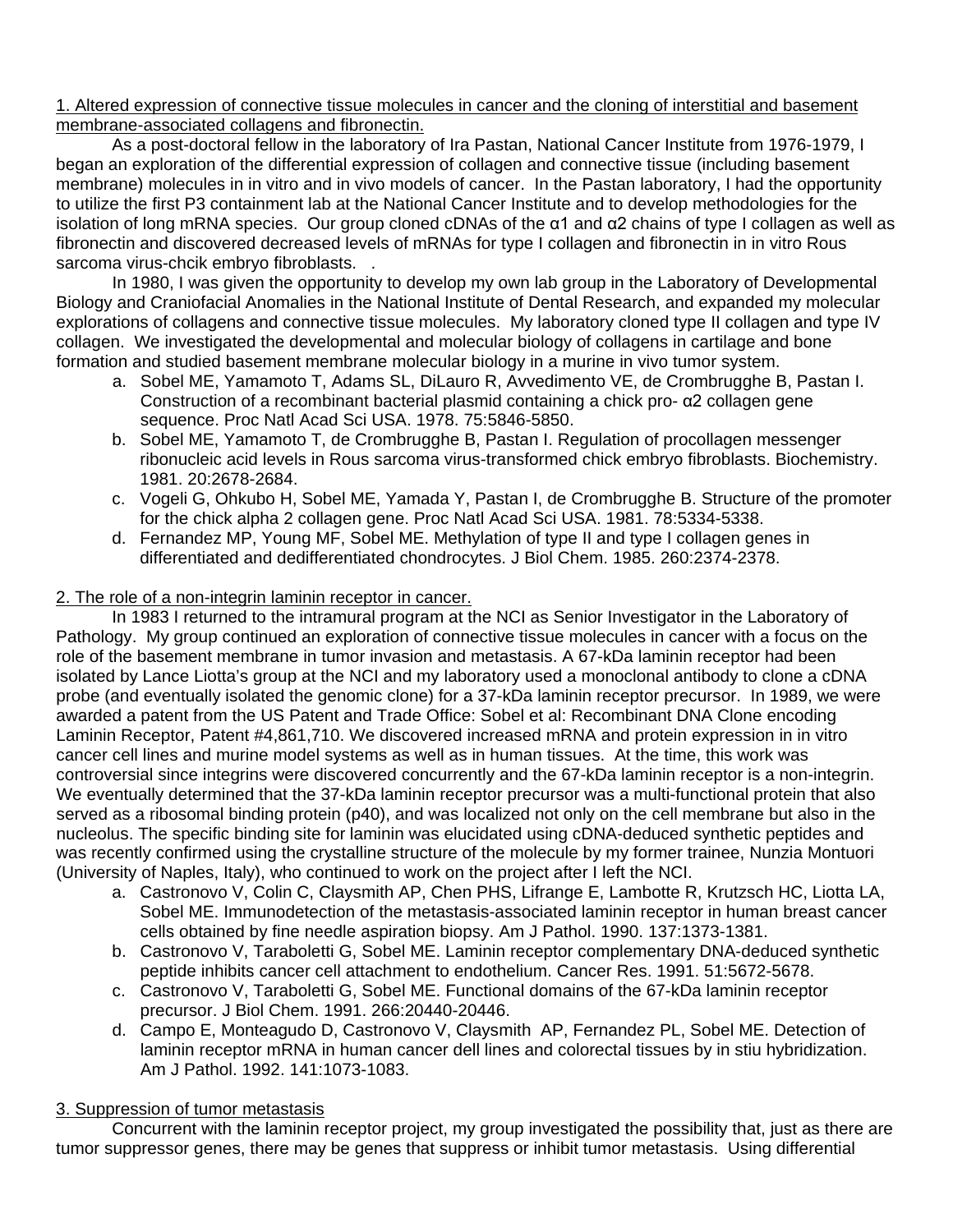1. Altered expression of connective tissue molecules in cancer and the cloning of interstitial and basement membrane-associated collagens and fibronectin.

As a post-doctoral fellow in the laboratory of Ira Pastan, National Cancer Institute from 1976-1979, I began an exploration of the differential expression of collagen and connective tissue (including basement membrane) molecules in in vitro and in vivo models of cancer. In the Pastan laboratory, I had the opportunity to utilize the first P3 containment lab at the National Cancer Institute and to develop methodologies for the isolation of long mRNA species. Our group cloned cDNAs of the α1 and α2 chains of type I collagen as well as fibronectin and discovered decreased levels of mRNAs for type I collagen and fibronectin in in vitro Rous sarcoma virus-chcik embryo fibroblasts. .

In 1980, I was given the opportunity to develop my own lab group in the Laboratory of Developmental Biology and Craniofacial Anomalies in the National Institute of Dental Research, and expanded my molecular explorations of collagens and connective tissue molecules. My laboratory cloned type II collagen and type IV collagen. We investigated the developmental and molecular biology of collagens in cartilage and bone formation and studied basement membrane molecular biology in a murine in vivo tumor system.

a. Sobel ME, Yamamoto T, Adams SL, DiLauro R, Avvedimento VE, de Crombrugghe B, Pastan I. Construction of a recombinant bacterial plasmid containing a chick pro- α2 collagen gene sequence. Proc Natl Acad Sci USA. 1978. 75:5846-5850.
b. Sobel ME, Yamamoto T, de Crombrugghe B, Pastan I. Regulation of procollagen messenger ribonucleic acid levels in Rous sarcoma virus-transformed chick embryo fibroblasts. Biochemistry. 1981. 20:2678-2684.
c. Vogeli G, Ohkubo H, Sobel ME, Yamada Y, Pastan I, de Crombrugghe B. Structure of the promoter for the chick alpha 2 collagen gene. Proc Natl Acad Sci USA. 1981. 78:5334-5338.
d. Fernandez MP, Young MF, Sobel ME. Methylation of type II and type I collagen genes in differentiated and dedifferentiated chondrocytes. J Biol Chem. 1985. 260:2374-2378.

2. The role of a non-integrin laminin receptor in cancer.

In 1983 I returned to the intramural program at the NCI as Senior Investigator in the Laboratory of Pathology. My group continued an exploration of connective tissue molecules in cancer with a focus on the role of the basement membrane in tumor invasion and metastasis. A 67-kDa laminin receptor had been isolated by Lance Liotta's group at the NCI and my laboratory used a monoclonal antibody to clone a cDNA probe (and eventually isolated the genomic clone) for a 37-kDa laminin receptor precursor. In 1989, we were awarded a patent from the US Patent and Trade Office: Sobel et al: Recombinant DNA Clone encoding Laminin Receptor, Patent #4,861,710. We discovered increased mRNA and protein expression in in vitro cancer cell lines and murine model systems as well as in human tissues. At the time, this work was controversial since integrins were discovered concurrently and the 67-kDa laminin receptor is a non-integrin. We eventually determined that the 37-kDa laminin receptor precursor was a multi-functional protein that also served as a ribosomal binding protein (p40), and was localized not only on the cell membrane but also in the nucleolus. The specific binding site for laminin was elucidated using cDNA-deduced synthetic peptides and was recently confirmed using the crystalline structure of the molecule by my former trainee, Nunzia Montuori (University of Naples, Italy), who continued to work on the project after I left the NCI.

a. Castronovo V, Colin C, Claysmith AP, Chen PHS, Lifrange E, Lambotte R, Krutzsch HC, Liotta LA, Sobel ME. Immunodetection of the metastasis-associated laminin receptor in human breast cancer cells obtained by fine needle aspiration biopsy. Am J Pathol. 1990. 137:1373-1381.
b. Castronovo V, Taraboletti G, Sobel ME. Laminin receptor complementary DNA-deduced synthetic peptide inhibits cancer cell attachment to endothelium. Cancer Res. 1991. 51:5672-5678.
c. Castronovo V, Taraboletti G, Sobel ME. Functional domains of the 67-kDa laminin receptor precursor. J Biol Chem. 1991. 266:20440-20446.
d. Campo E, Monteagudo D, Castronovo V, Claysmith AP, Fernandez PL, Sobel ME. Detection of laminin receptor mRNA in human cancer dell lines and colorectal tissues by in stiu hybridization. Am J Pathol. 1992. 141:1073-1083.

3. Suppression of tumor metastasis

Concurrent with the laminin receptor project, my group investigated the possibility that, just as there are tumor suppressor genes, there may be genes that suppress or inhibit tumor metastasis. Using differential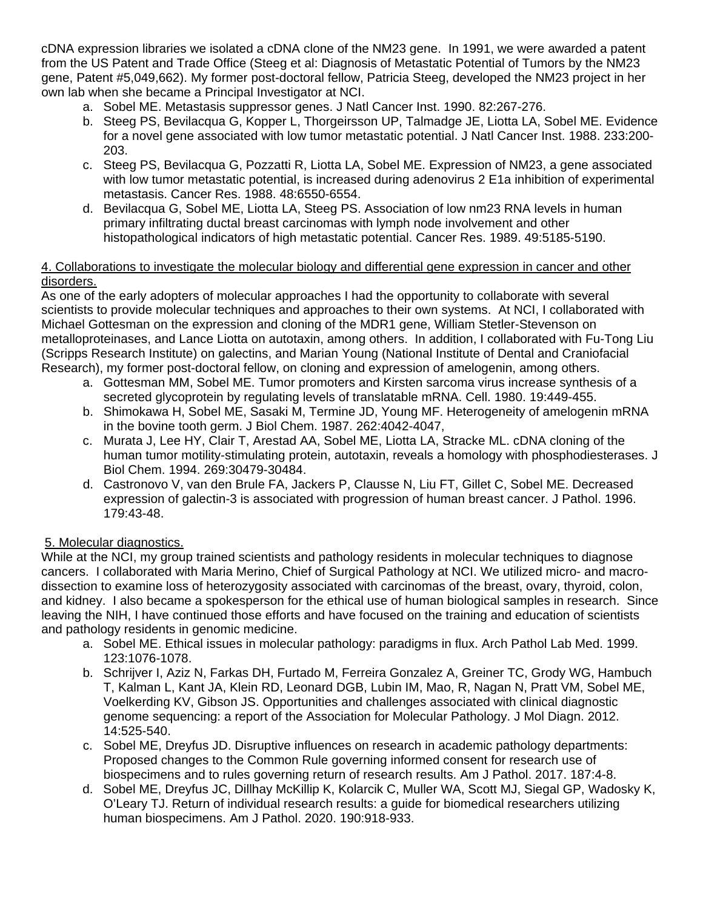cDNA expression libraries we isolated a cDNA clone of the NM23 gene. In 1991, we were awarded a patent from the US Patent and Trade Office (Steeg et al: Diagnosis of Metastatic Potential of Tumors by the NM23 gene, Patent #5,049,662). My former post-doctoral fellow, Patricia Steeg, developed the NM23 project in her own lab when she became a Principal Investigator at NCI.

a. Sobel ME. Metastasis suppressor genes. J Natl Cancer Inst. 1990. 82:267-276.
b. Steeg PS, Bevilacqua G, Kopper L, Thorgeirsson UP, Talmadge JE, Liotta LA, Sobel ME. Evidence for a novel gene associated with low tumor metastatic potential. J Natl Cancer Inst. 1988. 233:200-203.
c. Steeg PS, Bevilacqua G, Pozzatti R, Liotta LA, Sobel ME. Expression of NM23, a gene associated with low tumor metastatic potential, is increased during adenovirus 2 E1a inhibition of experimental metastasis. Cancer Res. 1988. 48:6550-6554.
d. Bevilacqua G, Sobel ME, Liotta LA, Steeg PS. Association of low nm23 RNA levels in human primary infiltrating ductal breast carcinomas with lymph node involvement and other histopathological indicators of high metastatic potential. Cancer Res. 1989. 49:5185-5190.

<u>4. Collaborations to investigate the molecular biology and differential gene expression in cancer and other disorders.</u>

As one of the early adopters of molecular approaches I had the opportunity to collaborate with several scientists to provide molecular techniques and approaches to their own systems. At NCI, I collaborated with Michael Gottesman on the expression and cloning of the MDR1 gene, William Stetler-Stevenson on metalloproteinases, and Lance Liotta on autotaxin, among others. In addition, I collaborated with Fu-Tong Liu (Scripps Research Institute) on galectins, and Marian Young (National Institute of Dental and Craniofacial Research), my former post-doctoral fellow, on cloning and expression of amelogenin, among others.

a. Gottesman MM, Sobel ME. Tumor promoters and Kirsten sarcoma virus increase synthesis of a secreted glycoprotein by regulating levels of translatable mRNA. Cell. 1980. 19:449-455.
b. Shimokawa H, Sobel ME, Sasaki M, Termine JD, Young MF. Heterogeneity of amelogenin mRNA in the bovine tooth germ. J Biol Chem. 1987. 262:4042-4047,
c. Murata J, Lee HY, Clair T, Arestad AA, Sobel ME, Liotta LA, Stracke ML. cDNA cloning of the human tumor motility-stimulating protein, autotaxin, reveals a homology with phosphodiesterases. J Biol Chem. 1994. 269:30479-30484.
d. Castronovo V, van den Brule FA, Jackers P, Clausse N, Liu FT, Gillet C, Sobel ME. Decreased expression of galectin-3 is associated with progression of human breast cancer. J Pathol. 1996. 179:43-48.

<u>5. Molecular diagnostics.</u>

While at the NCI, my group trained scientists and pathology residents in molecular techniques to diagnose cancers. I collaborated with Maria Merino, Chief of Surgical Pathology at NCI. We utilized micro- and macro-dissection to examine loss of heterozygosity associated with carcinomas of the breast, ovary, thyroid, colon, and kidney. I also became a spokesperson for the ethical use of human biological samples in research. Since leaving the NIH, I have continued those efforts and have focused on the training and education of scientists and pathology residents in genomic medicine.

a. Sobel ME. Ethical issues in molecular pathology: paradigms in flux. Arch Pathol Lab Med. 1999. 123:1076-1078.
b. Schrijver I, Aziz N, Farkas DH, Furtado M, Ferreira Gonzalez A, Greiner TC, Grody WG, Hambuch T, Kalman L, Kant JA, Klein RD, Leonard DGB, Lubin IM, Mao, R, Nagan N, Pratt VM, Sobel ME, Voelkerding KV, Gibson JS. Opportunities and challenges associated with clinical diagnostic genome sequencing: a report of the Association for Molecular Pathology. J Mol Diagn. 2012. 14:525-540.
c. Sobel ME, Dreyfus JD. Disruptive influences on research in academic pathology departments: Proposed changes to the Common Rule governing informed consent for research use of biospecimens and to rules governing return of research results. Am J Pathol. 2017. 187:4-8.
d. Sobel ME, Dreyfus JC, Dillhay McKillip K, Kolarcik C, Muller WA, Scott MJ, Siegal GP, Wadosky K, O'Leary TJ. Return of individual research results: a guide for biomedical researchers utilizing human biospecimens. Am J Pathol. 2020. 190:918-933.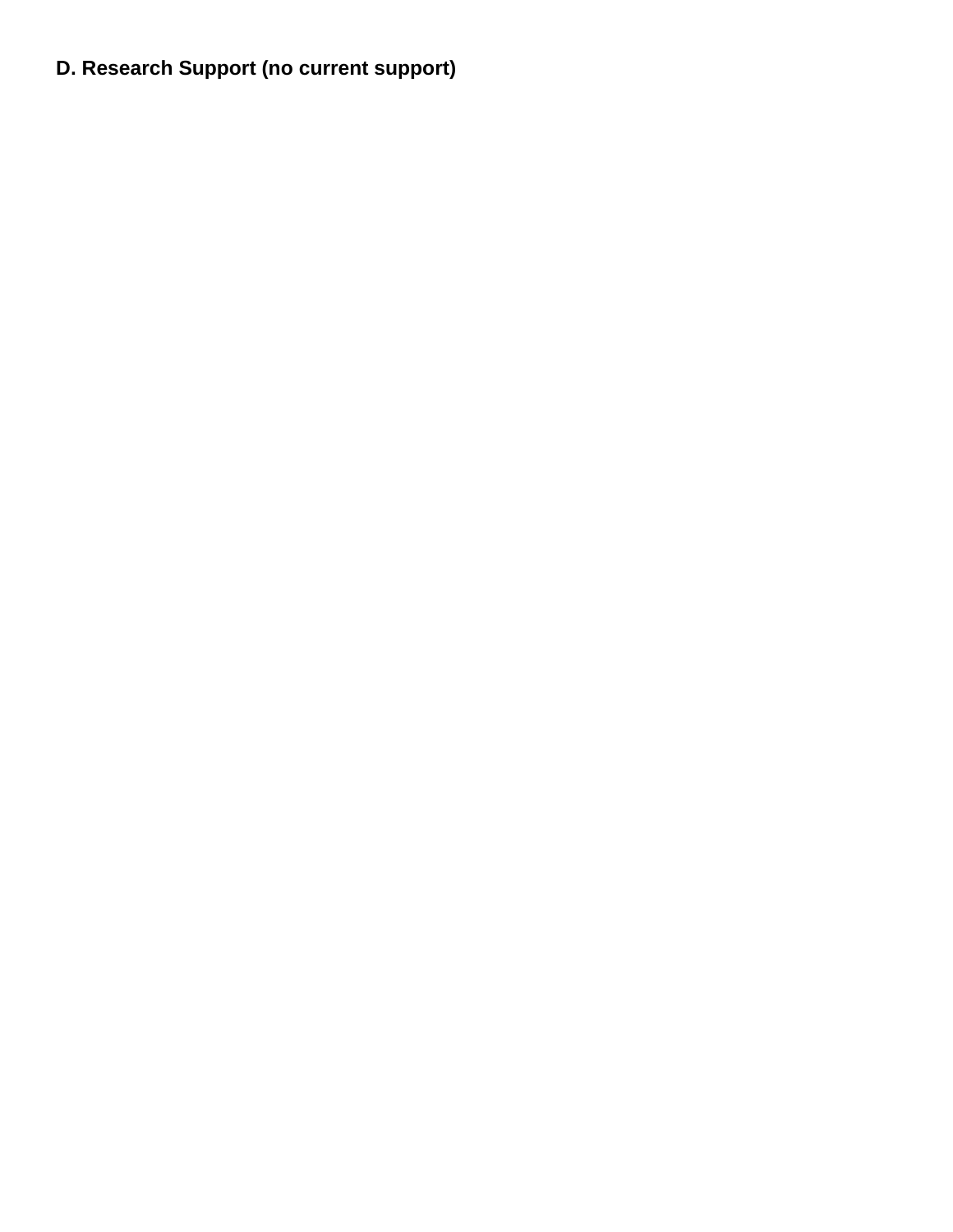**D. Research Support (no current support)**